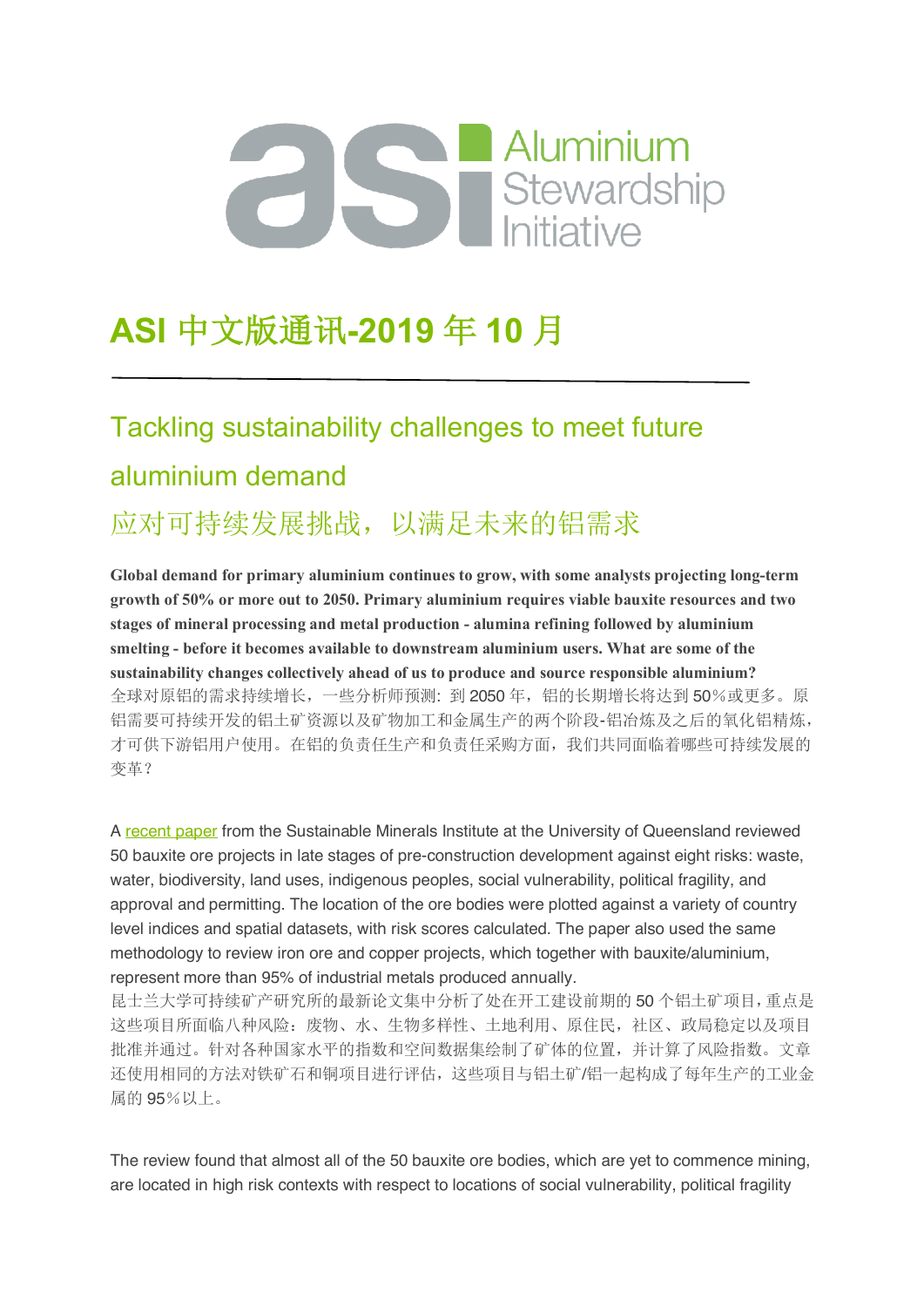# ASI 中文版通讯-2019 年 10 月

## Tackling sustainability challenges to meet future aluminium demand

## 应对可持续发展挑战，以满足未来的铝需求

**Global demand for primary aluminium continues to grow, with some analysts projecting long-term growth of 50% or more out to 2050. Primary aluminium requires viable bauxite resources and two stages of mineral processing and metal production - alumina refining followed by aluminium smelting - before it becomes available to downstream aluminium users. What are some of the sustainability changes collectively ahead of us to produce and source responsible aluminium?**

全球对原铝的需求持续增长，一些分析师预测：到 2050 年，铝的长期增长将达到 50％或更多。原铝需要可持续开发的铝土矿资源以及矿物加工和金属生产的两个阶段-铝冶炼及之后的氧化铝精炼，才可供下游铝用户使用。在铝的负责任生产和负责任采购方面，我们共同面临着哪些可持续发展的变革？

A recent paper from the Sustainable Minerals Institute at the University of Queensland reviewed 50 bauxite ore projects in late stages of pre-construction development against eight risks: waste, water, biodiversity, land uses, indigenous peoples, social vulnerability, political fragility, and approval and permitting. The location of the ore bodies were plotted against a variety of country level indices and spatial datasets, with risk scores calculated. The paper also used the same methodology to review iron ore and copper projects, which together with bauxite/aluminium, represent more than 95% of industrial metals produced annually.

昆士兰大学可持续矿产研究所的最新论文集中分析了处在开工建设前期的 50 个铝土矿项目，重点是这些项目所面临八种风险：废物、水、生物多样性、土地利用、原住民，社区、政局稳定以及项目批准并通过。针对各种国家水平的指数和空间数据集绘制了矿体的位置，并计算了风险指数。文章还使用相同的方法对铁矿石和铜项目进行评估，这些项目与铝土矿/铝一起构成了每年生产的工业金属的 95％以上。

The review found that almost all of the 50 bauxite ore bodies, which are yet to commence mining, are located in high risk contexts with respect to locations of social vulnerability, political fragility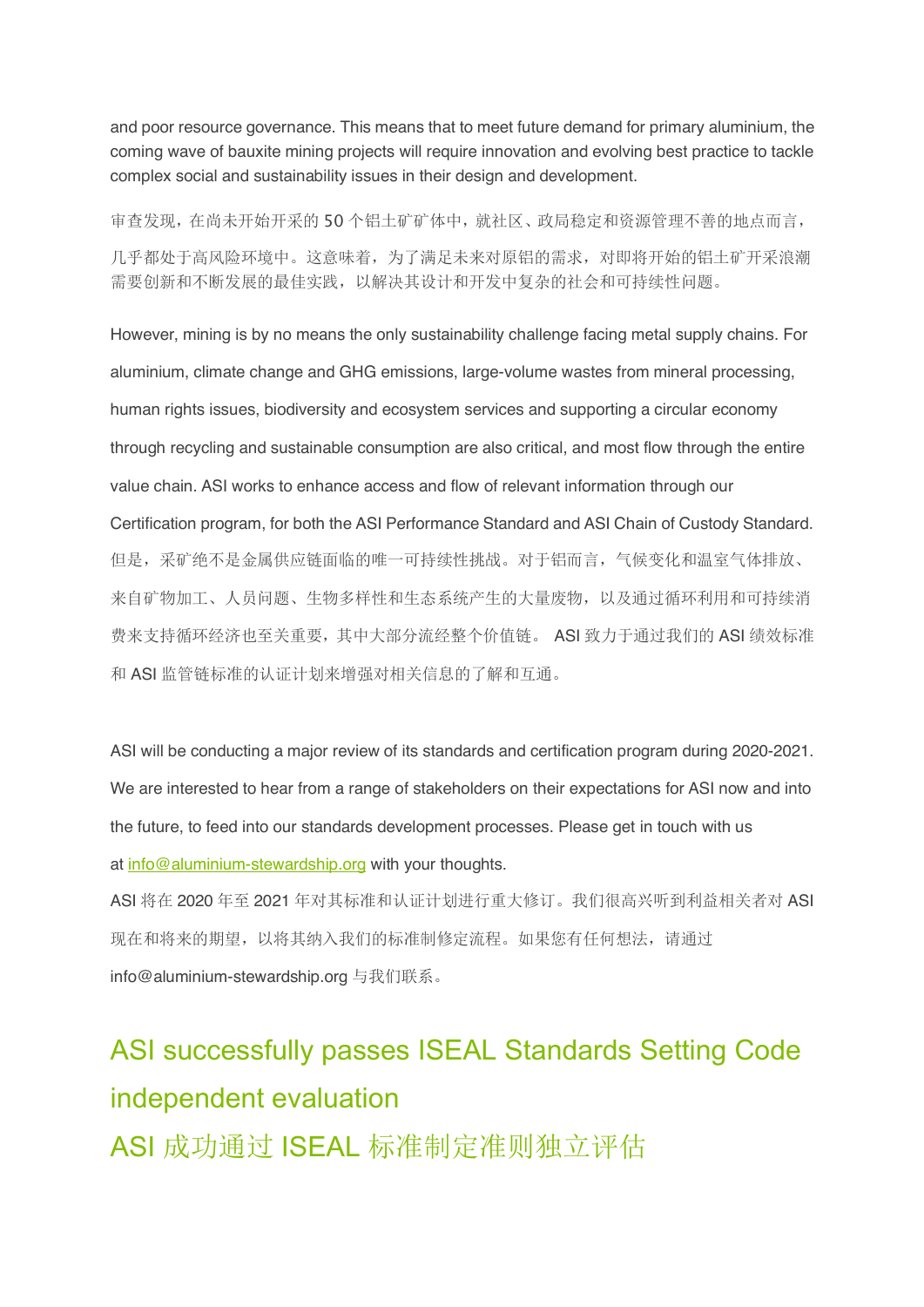and poor resource governance. This means that to meet future demand for primary aluminium, the coming wave of bauxite mining projects will require innovation and evolving best practice to tackle complex social and sustainability issues in their design and development.

审查发现，在尚未开始开采的 50 个铝土矿矿体中，就社区、政局稳定和资源管理不善的地点而言，几乎都处于高风险环境中。这意味着，为了满足未来对原铝的需求，对即将开始的铝土矿开采浪潮需要创新和不断发展的最佳实践，以解决其设计和开发中复杂的社会和可持续性问题。

However, mining is by no means the only sustainability challenge facing metal supply chains. For aluminium, climate change and GHG emissions, large-volume wastes from mineral processing, human rights issues, biodiversity and ecosystem services and supporting a circular economy through recycling and sustainable consumption are also critical, and most flow through the entire value chain. ASI works to enhance access and flow of relevant information through our Certification program, for both the ASI Performance Standard and ASI Chain of Custody Standard.

但是，采矿绝不是金属供应链面临的唯一可持续性挑战。对于铝而言，气候变化和温室气体排放、来自矿物加工、人员问题、生物多样性和生态系统产生的大量废物，以及通过循环利用和可持续消费来支持循环经济也至关重要，其中大部分流经整个价值链。 ASI 致力于通过我们的 ASI 绩效标准和 ASI 监管链标准的认证计划来增强对相关信息的了解和互通。

ASI will be conducting a major review of its standards and certification program during 2020-2021. We are interested to hear from a range of stakeholders on their expectations for ASI now and into the future, to feed into our standards development processes. Please get in touch with us at info@aluminium-stewardship.org with your thoughts.

ASI 将在 2020 年至 2021 年对其标准和认证计划进行重大修订。我们很高兴听到利益相关者对 ASI 现在和将来的期望，以将其纳入我们的标准制修定流程。如果您有任何想法，请通过 info@aluminium-stewardship.org 与我们联系。

## ASI successfully passes ISEAL Standards Setting Code independent evaluation

## ASI 成功通过 ISEAL 标准制定准则独立评估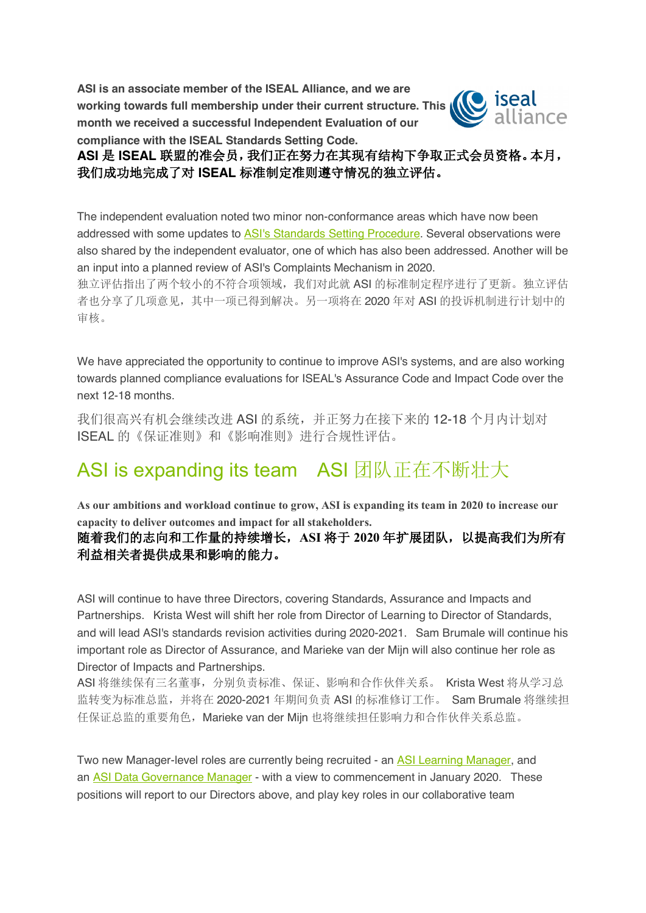**ASI is an associate member of the ISEAL Alliance, and we are working towards full membership under their current structure. This month we received a successful Independent Evaluation of our compliance with the ISEAL Standards Setting Code.**
**ASI 是 ISEAL 联盟的准会员，我们正在努力在其现有结构下争取正式会员资格。本月，我们成功地完成了对 ISEAL 标准制定准则遵守情况的独立评估。**

The independent evaluation noted two minor non-conformance areas which have now been addressed with some updates to [ASI's Standards Setting Procedure](). Several observations were also shared by the independent evaluator, one of which has also been addressed. Another will be an input into a planned review of ASI's Complaints Mechanism in 2020.
独立评估指出了两个较小的不符合项领域，我们对此就 ASI 的标准制定程序进行了更新。独立评估者也分享了几项意见，其中一项已得到解决。另一项将在 2020 年对 ASI 的投诉机制进行计划中的审核。

We have appreciated the opportunity to continue to improve ASI's systems, and are also working towards planned compliance evaluations for ISEAL's Assurance Code and Impact Code over the next 12-18 months.

我们很高兴有机会继续改进 ASI 的系统，并正努力在接下来的 12-18 个月内计划对 ISEAL 的《保证准则》和《影响准则》进行合规性评估。

## ASI is expanding its team　ASI 团队正在不断壮大

**As our ambitions and workload continue to grow, ASI is expanding its team in 2020 to increase our capacity to deliver outcomes and impact for all stakeholders.**
**随着我们的志向和工作量的持续增长，ASI 将于 2020 年扩展团队，以提高我们为所有利益相关者提供成果和影响的能力。**

ASI will continue to have three Directors, covering Standards, Assurance and Impacts and Partnerships. Krista West will shift her role from Director of Learning to Director of Standards, and will lead ASI's standards revision activities during 2020-2021. Sam Brumale will continue his important role as Director of Assurance, and Marieke van der Mijn will also continue her role as Director of Impacts and Partnerships.
ASI 将继续保有三名董事，分别负责标准、保证、影响和合作伙伴关系。 Krista West 将从学习总监转变为标准总监，并将在 2020-2021 年期间负责 ASI 的标准修订工作。 Sam Brumale 将继续担任保证总监的重要角色，Marieke van der Mijn 也将继续担任影响力和合作伙伴关系总监。

Two new Manager-level roles are currently being recruited - an [ASI Learning Manager](), and an [ASI Data Governance Manager]() - with a view to commencement in January 2020. These positions will report to our Directors above, and play key roles in our collaborative team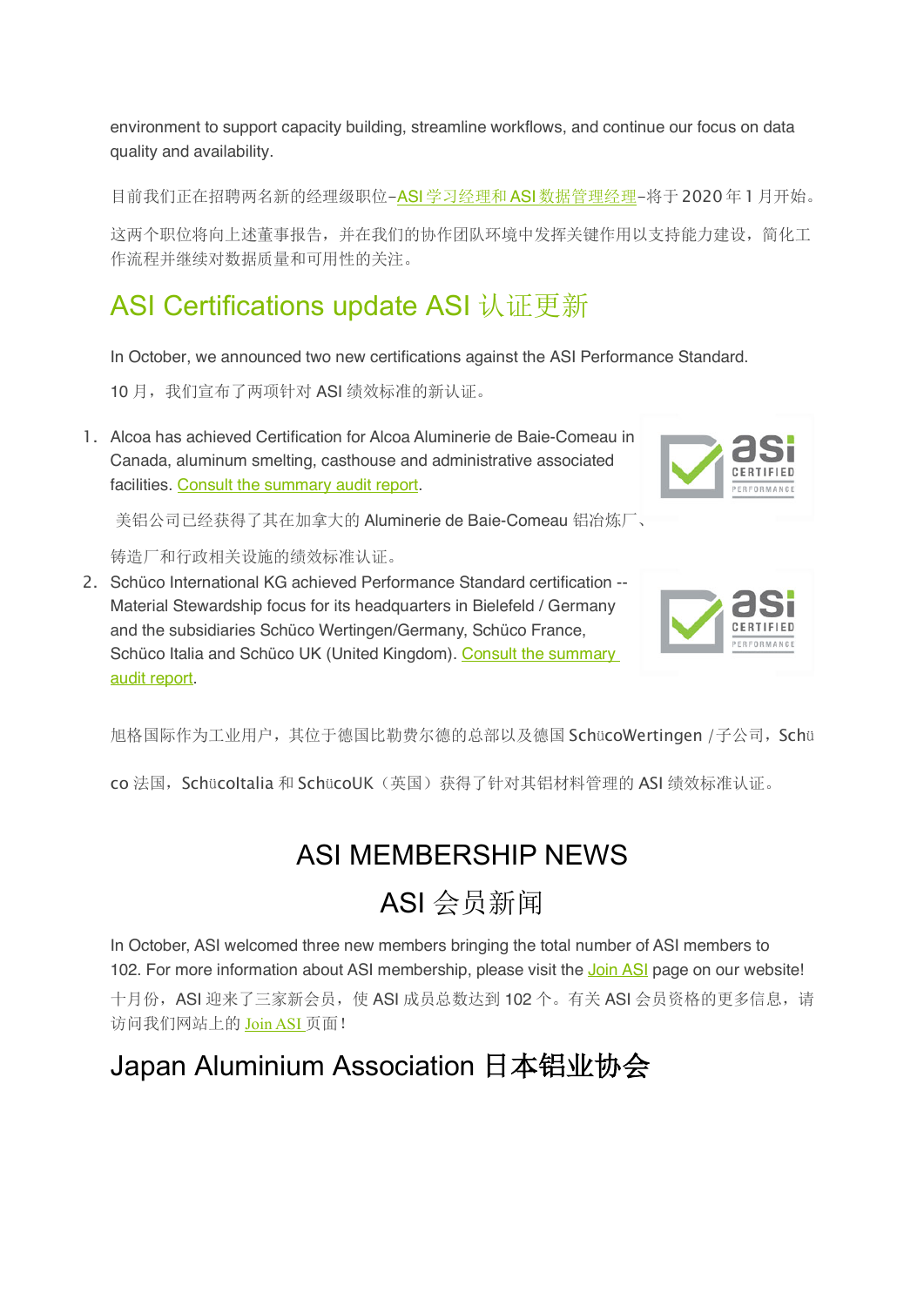environment to support capacity building, streamline workflows, and continue our focus on data quality and availability.

目前我们正在招聘两名新的经理级职位–ASI 学习经理和 ASI 数据管理经理–将于 2020 年 1 月开始。

这两个职位将向上述董事报告，并在我们的协作团队环境中发挥关键作用以支持能力建设，简化工作流程并继续对数据质量和可用性的关注。

## ASI Certifications update ASI 认证更新

In October, we announced two new certifications against the ASI Performance Standard.

10 月，我们宣布了两项针对 ASI 绩效标准的新认证。

1. Alcoa has achieved Certification for Alcoa Aluminerie de Baie-Comeau in Canada, aluminum smelting, casthouse and administrative associated facilities. Consult the summary audit report.

   美铝公司已经获得了其在加拿大的 Aluminerie de Baie-Comeau 铝冶炼厂、铸造厂和行政相关设施的绩效标准认证。

2. Schüco International KG achieved Performance Standard certification -- Material Stewardship focus for its headquarters in Bielefeld / Germany and the subsidiaries Schüco Wertingen/Germany, Schüco France, Schüco Italia and Schüco UK (United Kingdom). Consult the summary audit report.

旭格国际作为工业用户，其位于德国比勒费尔德的总部以及德国 SchücoWertingen / 子公司，Schüco 法国，SchücoItalia 和 SchücoUK（英国）获得了针对其铝材料管理的 ASI 绩效标准认证。

# ASI MEMBERSHIP NEWS

# ASI 会员新闻

In October, ASI welcomed three new members bringing the total number of ASI members to 102. For more information about ASI membership, please visit the Join ASI page on our website!

十月份，ASI 迎来了三家新会员，使 ASI 成员总数达到 102 个。有关 ASI 会员资格的更多信息，请访问我们网站上的 Join ASI 页面！

## Japan Aluminium Association 日本铝业协会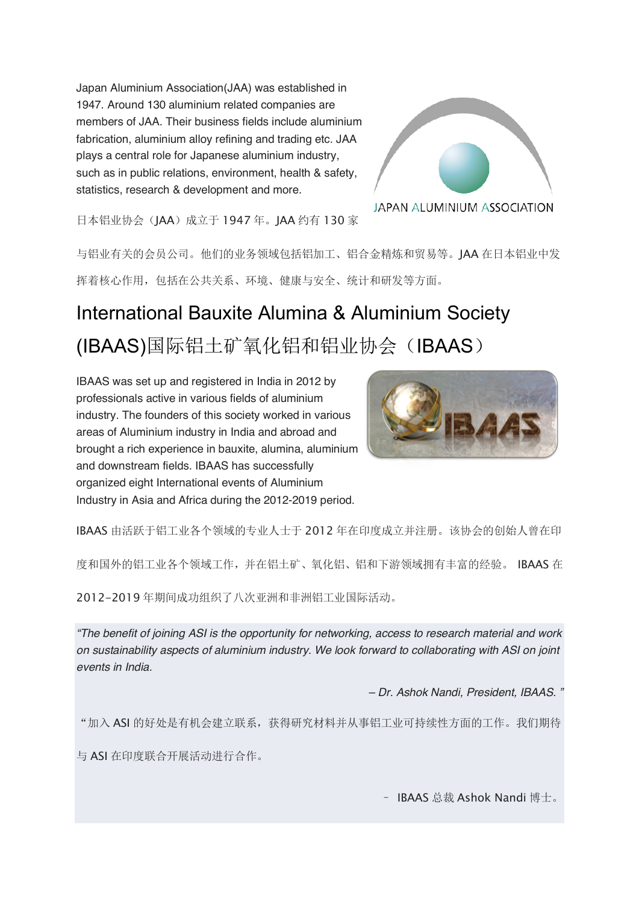Japan Aluminium Association(JAA) was established in 1947. Around 130 aluminium related companies are members of JAA. Their business fields include aluminium fabrication, aluminium alloy refining and trading etc. JAA plays a central role for Japanese aluminium industry, such as in public relations, environment, health & safety, statistics, research & development and more.

JAPAN ALUMINIUM ASSOCIATION

日本铝业协会（JAA）成立于 1947 年。JAA 约有 130 家与铝业有关的会员公司。他们的业务领域包括铝加工、铝合金精炼和贸易等。JAA 在日本铝业中发挥着核心作用，包括在公共关系、环境、健康与安全、统计和研发等方面。

## International Bauxite Alumina & Aluminium Society (IBAAS)国际铝土矿氧化铝和铝业协会（IBAAS）

IBAAS was set up and registered in India in 2012 by professionals active in various fields of aluminium industry. The founders of this society worked in various areas of Aluminium industry in India and abroad and brought a rich experience in bauxite, alumina, aluminium and downstream fields. IBAAS has successfully organized eight International events of Aluminium Industry in Asia and Africa during the 2012-2019 period.

IBAAS

IBAAS 由活跃于铝工业各个领域的专业人士于 2012 年在印度成立并注册。该协会的创始人曾在印度和国外的铝工业各个领域工作，并在铝土矿、氧化铝、铝和下游领域拥有丰富的经验。 IBAAS 在 2012-2019 年期间成功组织了八次亚洲和非洲铝工业国际活动。

*"The benefit of joining ASI is the opportunity for networking, access to research material and work on sustainability aspects of aluminium industry. We look forward to collaborating with ASI on joint events in India.*

*– Dr. Ashok Nandi, President, IBAAS. "*

"加入 ASI 的好处是有机会建立联系，获得研究材料并从事铝工业可持续性方面的工作。我们期待与 ASI 在印度联合开展活动进行合作。

– IBAAS 总裁 Ashok Nandi 博士。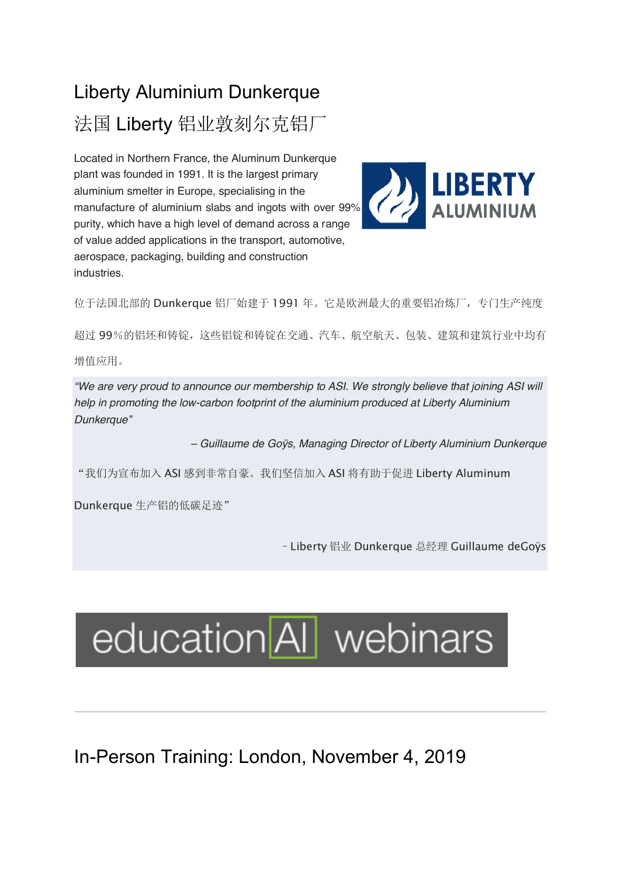## Liberty Aluminium Dunkerque

## 法国 Liberty 铝业敦刻尔克铝厂

Located in Northern France, the Aluminum Dunkerque plant was founded in 1991. It is the largest primary aluminium smelter in Europe, specialising in the manufacture of aluminium slabs and ingots with over 99% purity, which have a high level of demand across a range of value added applications in the transport, automotive, aerospace, packaging, building and construction industries.

位于法国北部的 Dunkerque 铝厂始建于 1991 年。它是欧洲最大的重要铝冶炼厂，专门生产纯度超过 99%的铝坯和铸锭，这些铝锭和铸锭在交通、汽车、航空航天、包装、建筑和建筑行业中均有增值应用。

> *"We are very proud to announce our membership to ASI. We strongly believe that joining ASI will help in promoting the low-carbon footprint of the aluminium produced at Liberty Aluminium Dunkerque"*
>
> *– Guillaume de Goÿs, Managing Director of Liberty Aluminium Dunkerque*
>
> "我们为宣布加入 ASI 感到非常自豪。我们坚信加入 ASI 将有助于促进 Liberty Aluminum Dunkerque 生产铝的低碳足迹"
>
> – Liberty 铝业 Dunkerque 总经理 Guillaume deGoÿs

education Al webinars

---

## In-Person Training: London, November 4, 2019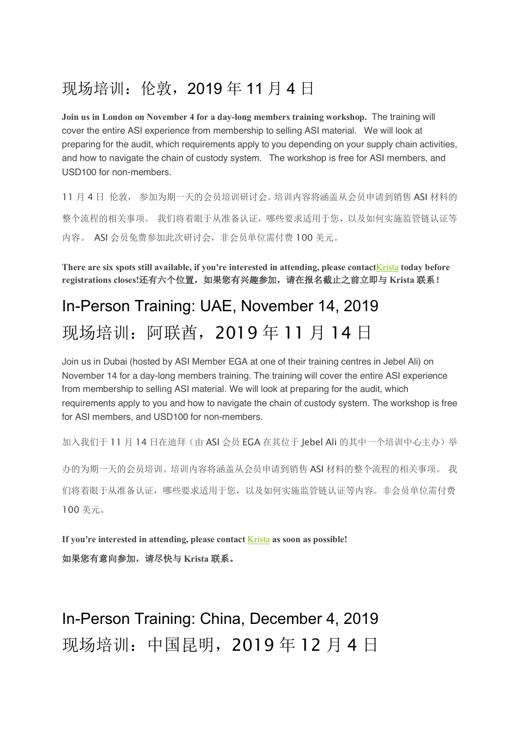# 现场培训：伦敦，2019 年 11 月 4 日

**Join us in London on November 4 for a day-long members training workshop.** The training will cover the entire ASI experience from membership to selling ASI material. We will look at preparing for the audit, which requirements apply to you depending on your supply chain activities, and how to navigate the chain of custody system. The workshop is free for ASI members, and USD100 for non-members.

11 月 4 日 伦敦， 参加为期一天的会员培训研讨会。培训内容将涵盖从会员申请到销售 ASI 材料的整个流程的相关事项。 我们将着眼于从准备认证，哪些要求适用于您，以及如何实施监管链认证等内容。 ASI 会员免费参加此次研讨会，非会员单位需付费 100 美元。

**There are six spots still available, if you're interested in attending, please contactKrista today before registrations closes!还有六个位置，如果您有兴趣参加，请在报名截止之前立即与 Krista 联系！**

# In-Person Training: UAE, November 14, 2019

# 现场培训：阿联酋，2019 年 11 月 14 日

Join us in Dubai (hosted by ASI Member EGA at one of their training centres in Jebel Ali) on November 14 for a day-long members training. The training will cover the entire ASI experience from membership to selling ASI material. We will look at preparing for the audit, which requirements apply to you and how to navigate the chain of custody system. The workshop is free for ASI members, and USD100 for non-members.

加入我们于 11 月 14 日在迪拜（由 ASI 会员 EGA 在其位于 Jebel Ali 的其中一个培训中心主办）举办的为期一天的会员培训。培训内容将涵盖从会员申请到销售 ASI 材料的整个流程的相关事项。 我们将着眼于从准备认证，哪些要求适用于您，以及如何实施监管链认证等内容。非会员单位需付费 100 美元。

**If you're interested in attending, please contact Krista as soon as possible!**

**如果您有意向参加，请尽快与 Krista 联系。**

# In-Person Training: China, December 4, 2019

# 现场培训：中国昆明，2019 年 12 月 4 日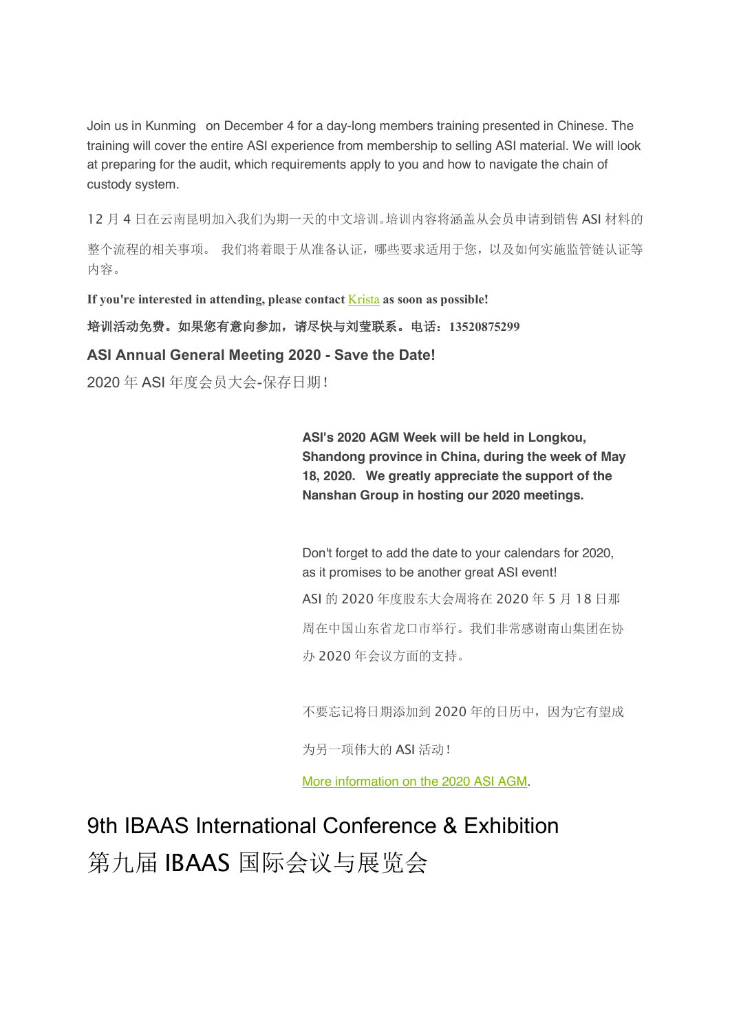Join us in Kunming on December 4 for a day-long members training presented in Chinese. The training will cover the entire ASI experience from membership to selling ASI material. We will look at preparing for the audit, which requirements apply to you and how to navigate the chain of custody system.

12 月 4 日在云南昆明加入我们为期一天的中文培训。培训内容将涵盖从会员申请到销售 ASI 材料的整个流程的相关事项。 我们将着眼于从准备认证，哪些要求适用于您，以及如何实施监管链认证等内容。

**If you're interested in attending, please contact Krista as soon as possible!**

**培训活动免费。如果您有意向参加，请尽快与刘莹联系。电话：13520875299**

### ASI Annual General Meeting 2020 - Save the Date!

2020 年 ASI 年度会员大会-保存日期!

**ASI's 2020 AGM Week will be held in Longkou, Shandong province in China, during the week of May 18, 2020. We greatly appreciate the support of the Nanshan Group in hosting our 2020 meetings.**

Don't forget to add the date to your calendars for 2020, as it promises to be another great ASI event!

ASI 的 2020 年度股东大会周将在 2020 年 5 月 18 日那周在中国山东省龙口市举行。我们非常感谢南山集团在协办 2020 年会议方面的支持。

不要忘记将日期添加到 2020 年的日历中，因为它有望成为另一项伟大的 ASI 活动!

More information on the 2020 ASI AGM.

# 9th IBAAS International Conference & Exhibition

# 第九届 IBAAS 国际会议与展览会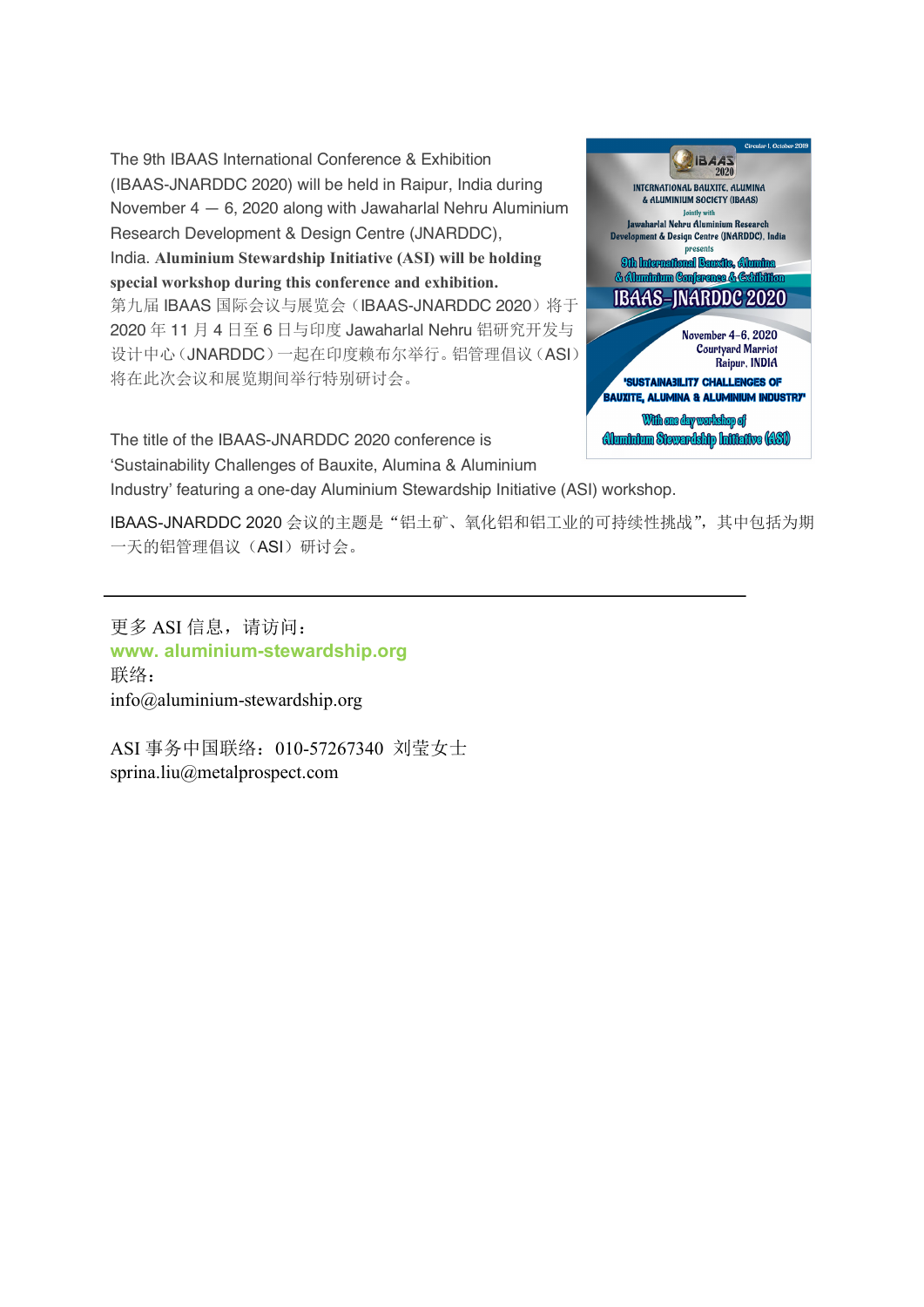The 9th IBAAS International Conference & Exhibition (IBAAS-JNARDDC 2020) will be held in Raipur, India during November 4 — 6, 2020 along with Jawaharlal Nehru Aluminium Research Development & Design Centre (JNARDDC), India. **Aluminium Stewardship Initiative (ASI) will be holding special workshop during this conference and exhibition.**

第九届 IBAAS 国际会议与展览会（IBAAS-JNARDDC 2020）将于 2020 年 11 月 4 日至 6 日与印度 Jawaharlal Nehru 铝研究开发与设计中心（JNARDDC）一起在印度赖布尔举行。铝管理倡议（ASI）将在此次会议和展览期间举行特别研讨会。

Circular I, October 2019

IBAAS 2020

INTERNATIONAL BAUXITE, ALUMINA & ALUMINIUM SOCIETY (IBAAS)

Jointly with

Jawaharlal Nehru Aluminium Research Development & Design Centre (JNARDDC), India

presents

9th International Bauxite, Alumina & Aluminium Conference & Exhibition

IBAAS-JNARDDC 2020

November 4-6, 2020

Courtyard Marriot

Raipur, INDIA

"SUSTAINABILITY CHALLENGES OF BAUXITE, ALUMINA & ALUMINIUM INDUSTRY"

With one day workshop of

Aluminium Stewardship Initiative (ASI)

The title of the IBAAS-JNARDDC 2020 conference is 'Sustainability Challenges of Bauxite, Alumina & Aluminium Industry' featuring a one-day Aluminium Stewardship Initiative (ASI) workshop.

IBAAS-JNARDDC 2020 会议的主题是"铝土矿、氧化铝和铝工业的可持续性挑战"，其中包括为期一天的铝管理倡议（ASI）研讨会。

---

更多 ASI 信息，请访问：

www. aluminium-stewardship.org

联络：

info@aluminium-stewardship.org

ASI 事务中国联络：010-57267340 刘莹女士

sprina.liu@metalprospect.com